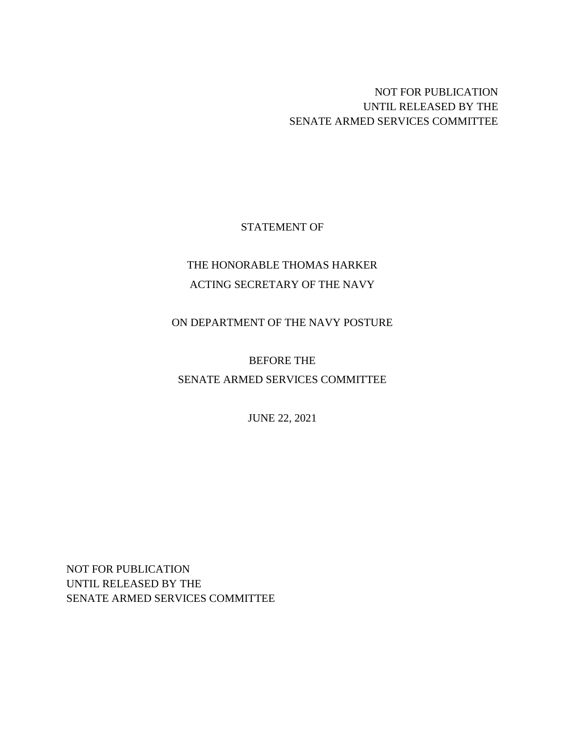NOT FOR PUBLICATION
UNTIL RELEASED BY THE
SENATE ARMED SERVICES COMMITTEE

STATEMENT OF

THE HONORABLE THOMAS HARKER
ACTING SECRETARY OF THE NAVY

ON DEPARTMENT OF THE NAVY POSTURE

BEFORE THE
SENATE ARMED SERVICES COMMITTEE

JUNE 22, 2021

NOT FOR PUBLICATION
UNTIL RELEASED BY THE
SENATE ARMED SERVICES COMMITTEE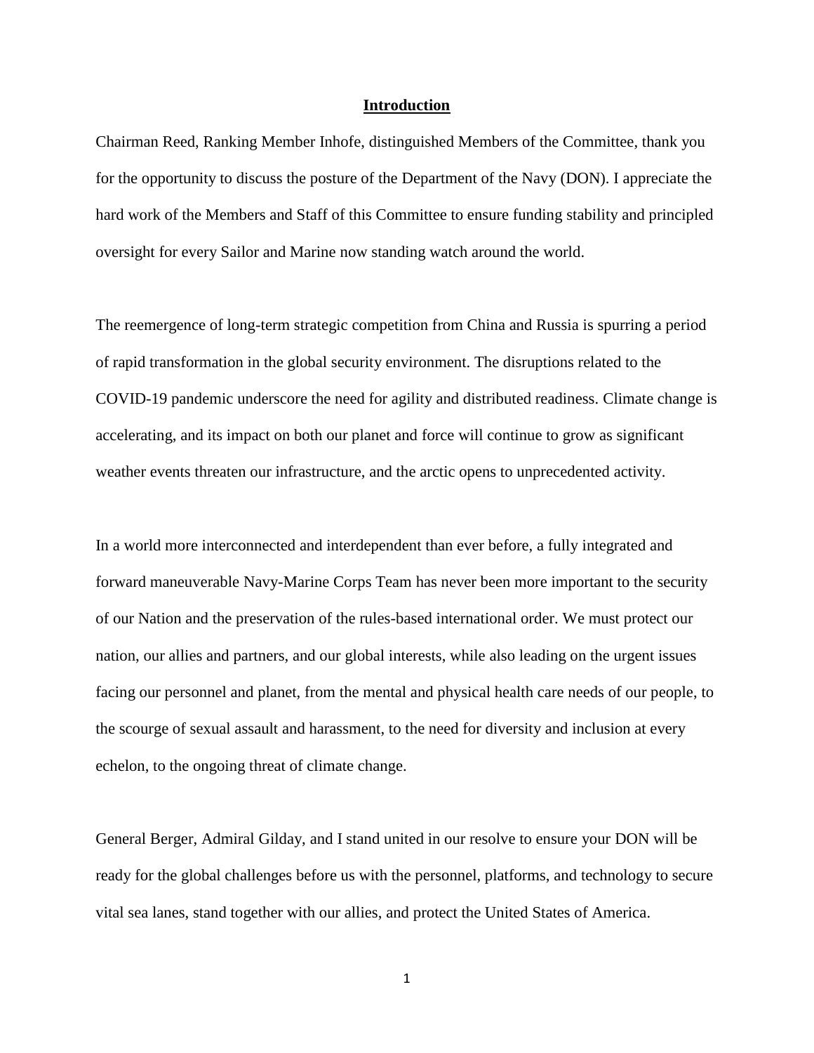## Introduction

Chairman Reed, Ranking Member Inhofe, distinguished Members of the Committee, thank you for the opportunity to discuss the posture of the Department of the Navy (DON). I appreciate the hard work of the Members and Staff of this Committee to ensure funding stability and principled oversight for every Sailor and Marine now standing watch around the world.

The reemergence of long-term strategic competition from China and Russia is spurring a period of rapid transformation in the global security environment. The disruptions related to the COVID-19 pandemic underscore the need for agility and distributed readiness. Climate change is accelerating, and its impact on both our planet and force will continue to grow as significant weather events threaten our infrastructure, and the arctic opens to unprecedented activity.

In a world more interconnected and interdependent than ever before, a fully integrated and forward maneuverable Navy-Marine Corps Team has never been more important to the security of our Nation and the preservation of the rules-based international order. We must protect our nation, our allies and partners, and our global interests, while also leading on the urgent issues facing our personnel and planet, from the mental and physical health care needs of our people, to the scourge of sexual assault and harassment, to the need for diversity and inclusion at every echelon, to the ongoing threat of climate change.

General Berger, Admiral Gilday, and I stand united in our resolve to ensure your DON will be ready for the global challenges before us with the personnel, platforms, and technology to secure vital sea lanes, stand together with our allies, and protect the United States of America.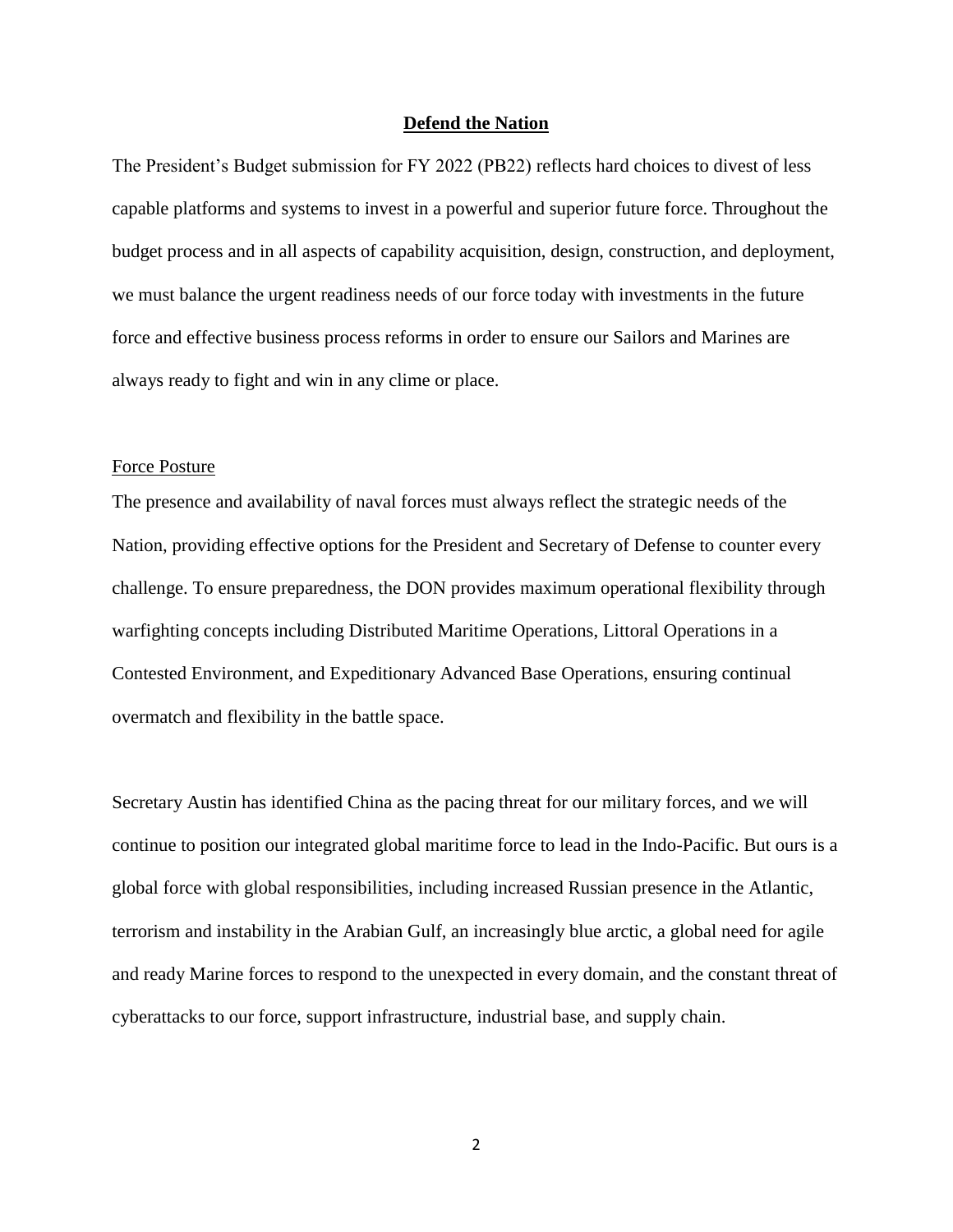## Defend the Nation

The President's Budget submission for FY 2022 (PB22) reflects hard choices to divest of less capable platforms and systems to invest in a powerful and superior future force. Throughout the budget process and in all aspects of capability acquisition, design, construction, and deployment, we must balance the urgent readiness needs of our force today with investments in the future force and effective business process reforms in order to ensure our Sailors and Marines are always ready to fight and win in any clime or place.

### Force Posture

The presence and availability of naval forces must always reflect the strategic needs of the Nation, providing effective options for the President and Secretary of Defense to counter every challenge. To ensure preparedness, the DON provides maximum operational flexibility through warfighting concepts including Distributed Maritime Operations, Littoral Operations in a Contested Environment, and Expeditionary Advanced Base Operations, ensuring continual overmatch and flexibility in the battle space.

Secretary Austin has identified China as the pacing threat for our military forces, and we will continue to position our integrated global maritime force to lead in the Indo-Pacific. But ours is a global force with global responsibilities, including increased Russian presence in the Atlantic, terrorism and instability in the Arabian Gulf, an increasingly blue arctic, a global need for agile and ready Marine forces to respond to the unexpected in every domain, and the constant threat of cyberattacks to our force, support infrastructure, industrial base, and supply chain.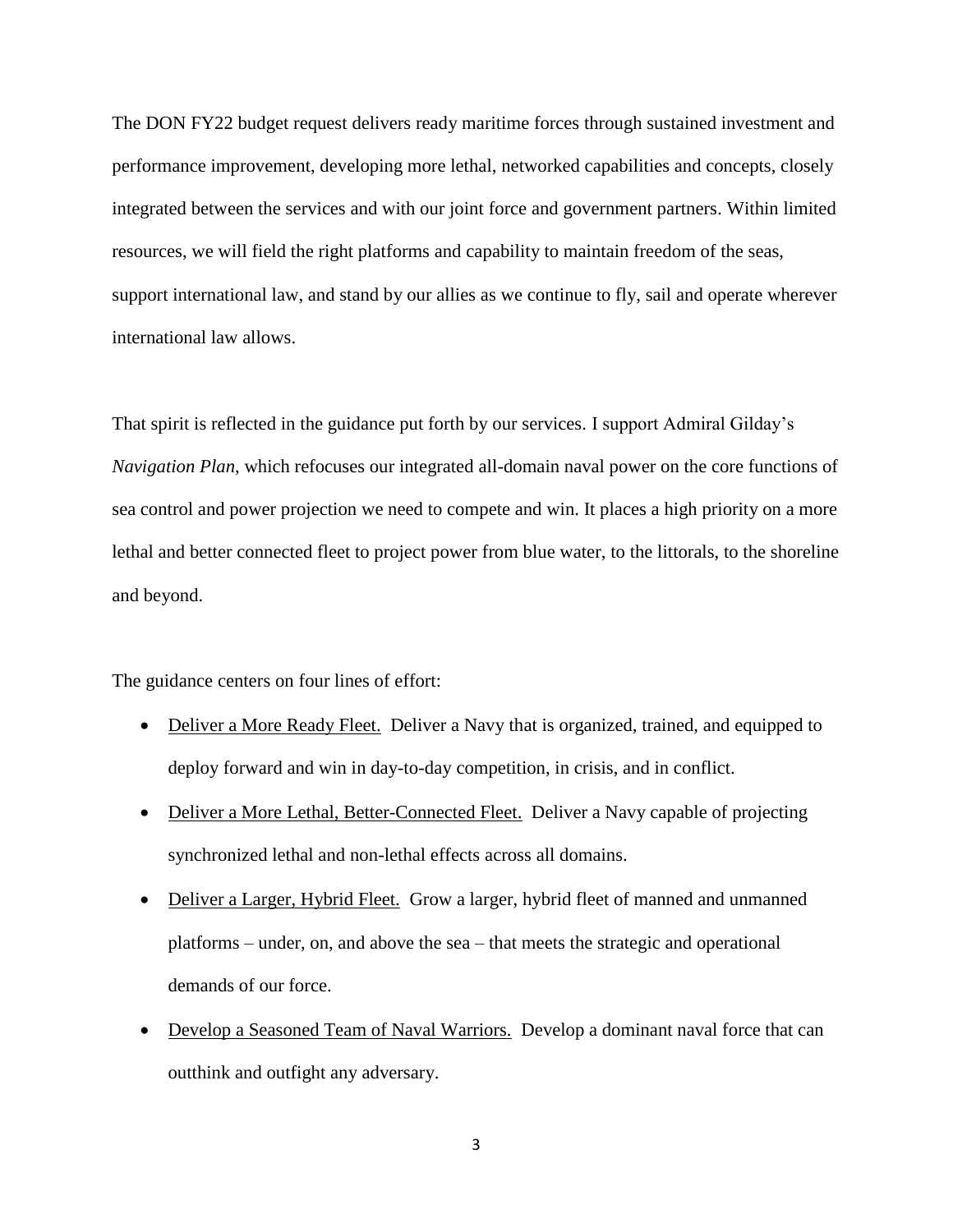The DON FY22 budget request delivers ready maritime forces through sustained investment and performance improvement, developing more lethal, networked capabilities and concepts, closely integrated between the services and with our joint force and government partners. Within limited resources, we will field the right platforms and capability to maintain freedom of the seas, support international law, and stand by our allies as we continue to fly, sail and operate wherever international law allows.

That spirit is reflected in the guidance put forth by our services. I support Admiral Gilday's *Navigation Plan*, which refocuses our integrated all-domain naval power on the core functions of sea control and power projection we need to compete and win. It places a high priority on a more lethal and better connected fleet to project power from blue water, to the littorals, to the shoreline and beyond.

The guidance centers on four lines of effort:

- <u>Deliver a More Ready Fleet.</u> Deliver a Navy that is organized, trained, and equipped to deploy forward and win in day-to-day competition, in crisis, and in conflict.
- <u>Deliver a More Lethal, Better-Connected Fleet.</u> Deliver a Navy capable of projecting synchronized lethal and non-lethal effects across all domains.
- <u>Deliver a Larger, Hybrid Fleet.</u> Grow a larger, hybrid fleet of manned and unmanned platforms – under, on, and above the sea – that meets the strategic and operational demands of our force.
- <u>Develop a Seasoned Team of Naval Warriors.</u> Develop a dominant naval force that can outthink and outfight any adversary.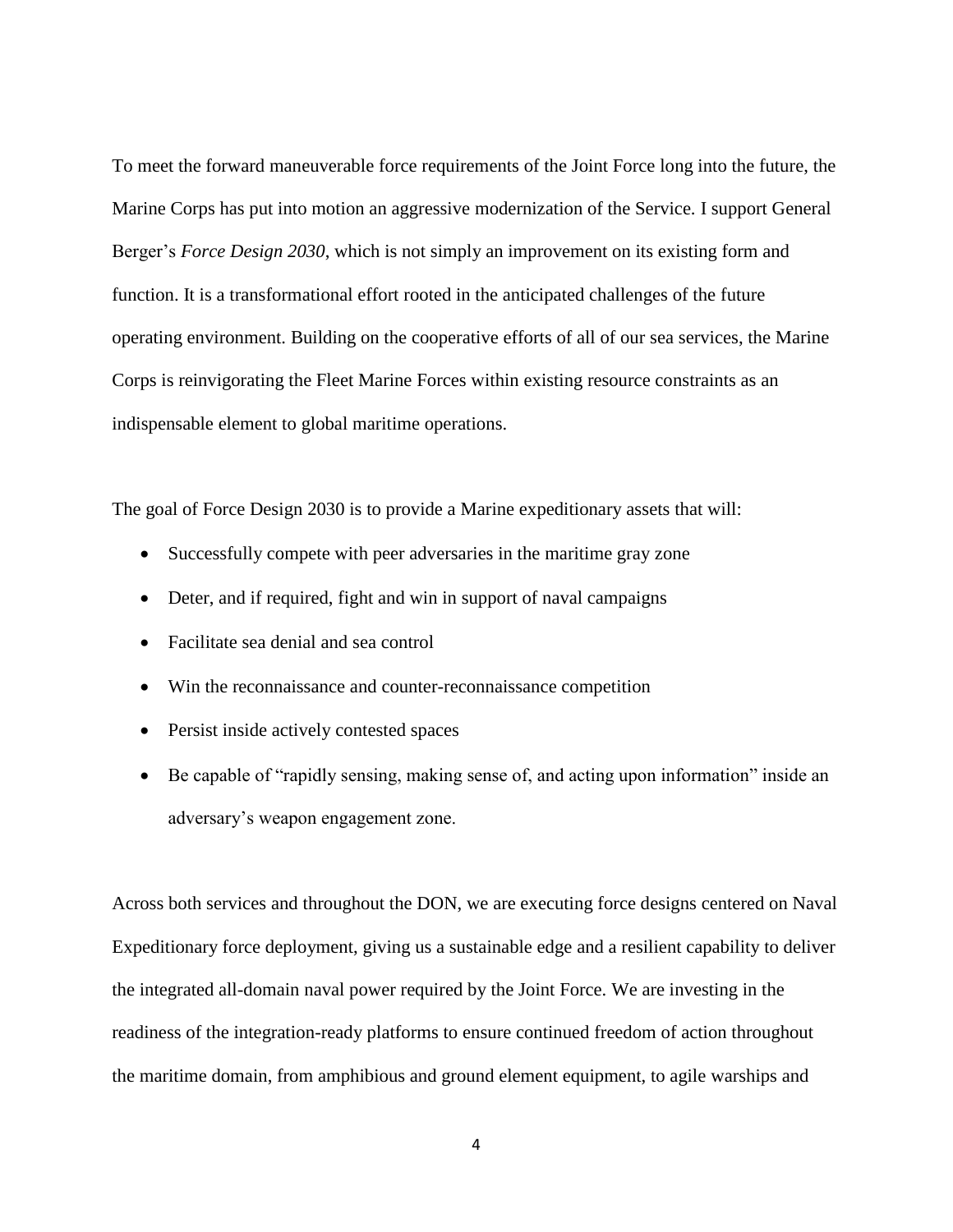To meet the forward maneuverable force requirements of the Joint Force long into the future, the Marine Corps has put into motion an aggressive modernization of the Service. I support General Berger's *Force Design 2030*, which is not simply an improvement on its existing form and function. It is a transformational effort rooted in the anticipated challenges of the future operating environment. Building on the cooperative efforts of all of our sea services, the Marine Corps is reinvigorating the Fleet Marine Forces within existing resource constraints as an indispensable element to global maritime operations.

The goal of Force Design 2030 is to provide a Marine expeditionary assets that will:

- Successfully compete with peer adversaries in the maritime gray zone
- Deter, and if required, fight and win in support of naval campaigns
- Facilitate sea denial and sea control
- Win the reconnaissance and counter-reconnaissance competition
- Persist inside actively contested spaces
- Be capable of "rapidly sensing, making sense of, and acting upon information" inside an adversary's weapon engagement zone.

Across both services and throughout the DON, we are executing force designs centered on Naval Expeditionary force deployment, giving us a sustainable edge and a resilient capability to deliver the integrated all-domain naval power required by the Joint Force. We are investing in the readiness of the integration-ready platforms to ensure continued freedom of action throughout the maritime domain, from amphibious and ground element equipment, to agile warships and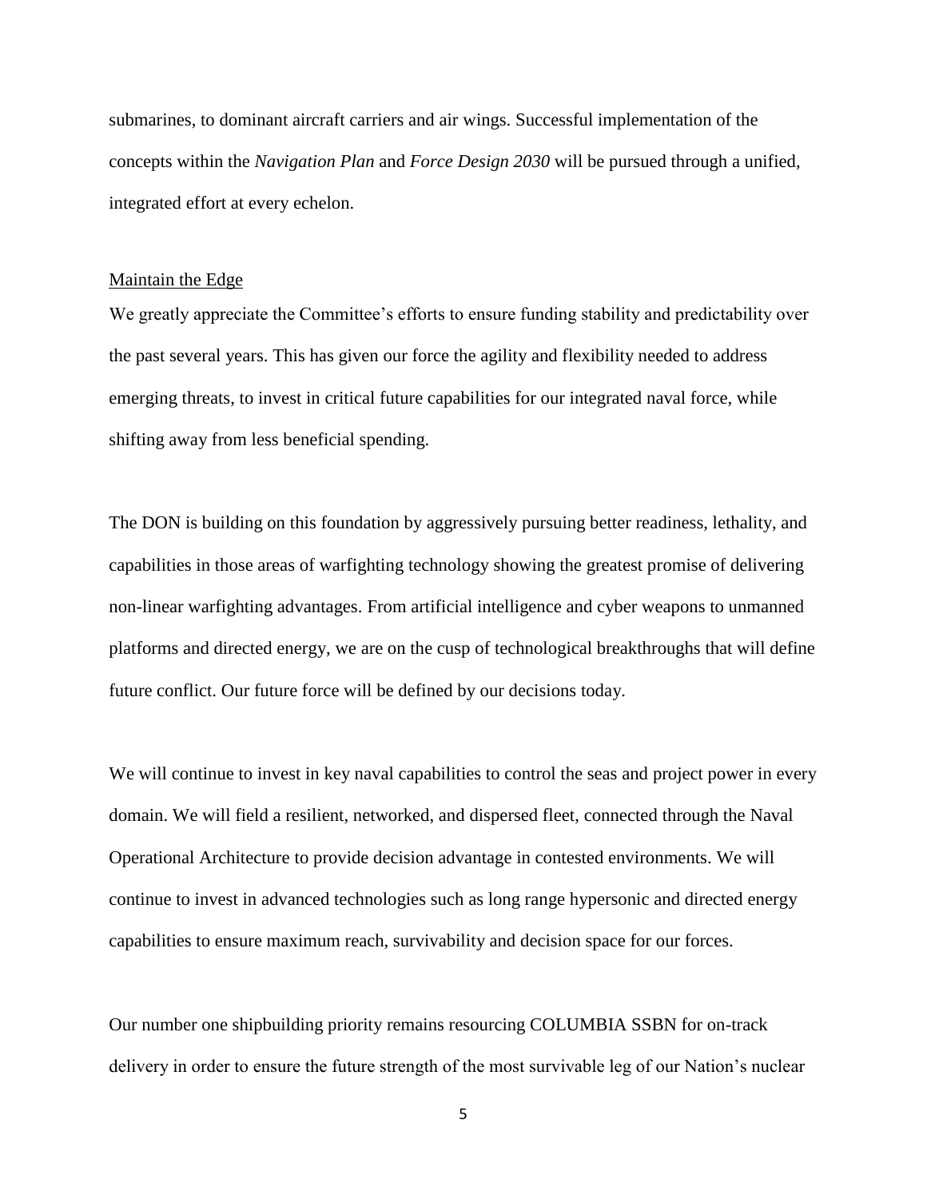submarines, to dominant aircraft carriers and air wings. Successful implementation of the concepts within the *Navigation Plan* and *Force Design 2030* will be pursued through a unified, integrated effort at every echelon.

## Maintain the Edge

We greatly appreciate the Committee's efforts to ensure funding stability and predictability over the past several years. This has given our force the agility and flexibility needed to address emerging threats, to invest in critical future capabilities for our integrated naval force, while shifting away from less beneficial spending.

The DON is building on this foundation by aggressively pursuing better readiness, lethality, and capabilities in those areas of warfighting technology showing the greatest promise of delivering non-linear warfighting advantages. From artificial intelligence and cyber weapons to unmanned platforms and directed energy, we are on the cusp of technological breakthroughs that will define future conflict. Our future force will be defined by our decisions today.

We will continue to invest in key naval capabilities to control the seas and project power in every domain. We will field a resilient, networked, and dispersed fleet, connected through the Naval Operational Architecture to provide decision advantage in contested environments. We will continue to invest in advanced technologies such as long range hypersonic and directed energy capabilities to ensure maximum reach, survivability and decision space for our forces.

Our number one shipbuilding priority remains resourcing COLUMBIA SSBN for on-track delivery in order to ensure the future strength of the most survivable leg of our Nation's nuclear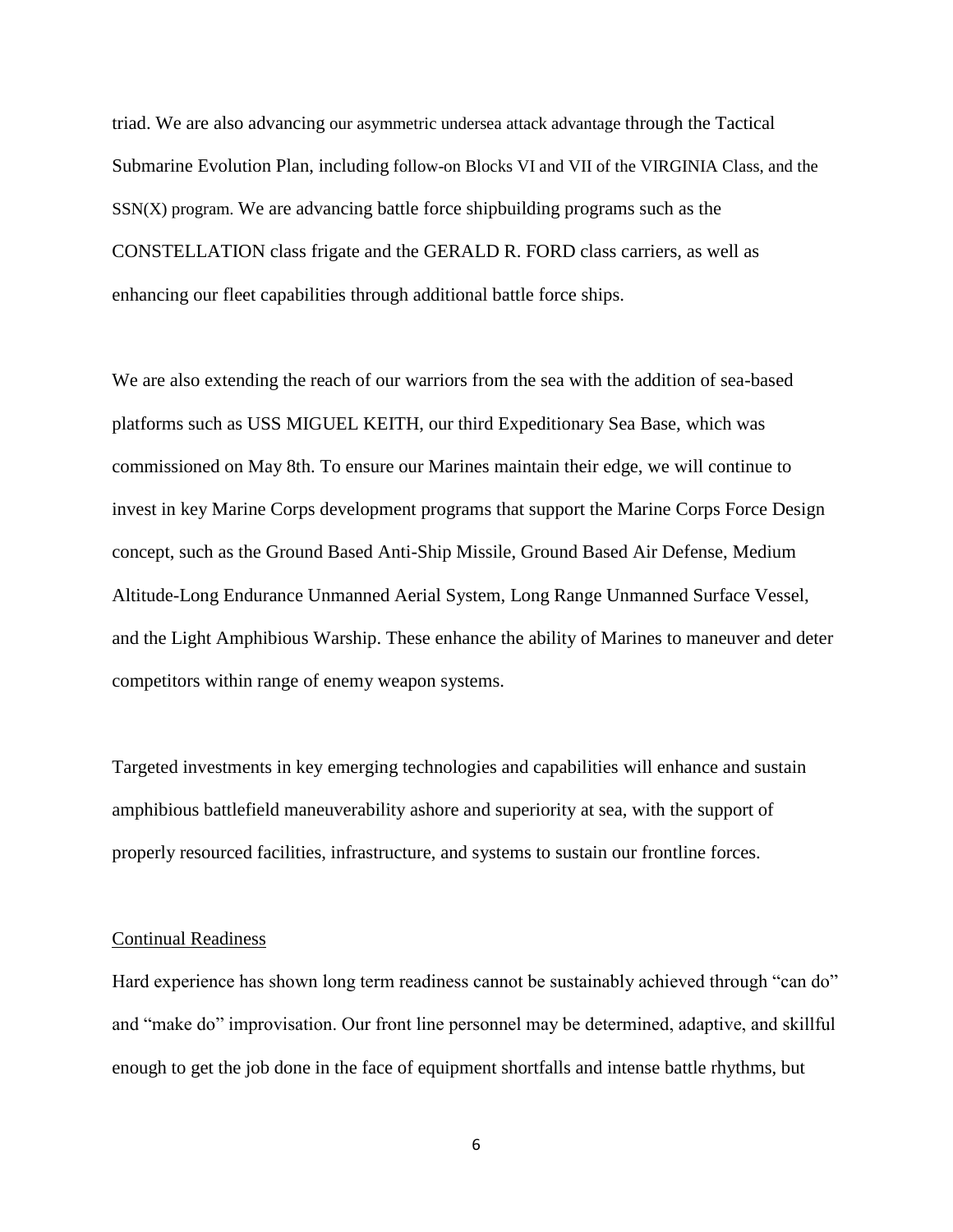triad. We are also advancing our asymmetric undersea attack advantage through the Tactical Submarine Evolution Plan, including follow-on Blocks VI and VII of the VIRGINIA Class, and the SSN(X) program. We are advancing battle force shipbuilding programs such as the CONSTELLATION class frigate and the GERALD R. FORD class carriers, as well as enhancing our fleet capabilities through additional battle force ships.

We are also extending the reach of our warriors from the sea with the addition of sea-based platforms such as USS MIGUEL KEITH, our third Expeditionary Sea Base, which was commissioned on May 8th. To ensure our Marines maintain their edge, we will continue to invest in key Marine Corps development programs that support the Marine Corps Force Design concept, such as the Ground Based Anti-Ship Missile, Ground Based Air Defense, Medium Altitude-Long Endurance Unmanned Aerial System, Long Range Unmanned Surface Vessel, and the Light Amphibious Warship. These enhance the ability of Marines to maneuver and deter competitors within range of enemy weapon systems.

Targeted investments in key emerging technologies and capabilities will enhance and sustain amphibious battlefield maneuverability ashore and superiority at sea, with the support of properly resourced facilities, infrastructure, and systems to sustain our frontline forces.

Continual Readiness

Hard experience has shown long term readiness cannot be sustainably achieved through "can do" and "make do" improvisation. Our front line personnel may be determined, adaptive, and skillful enough to get the job done in the face of equipment shortfalls and intense battle rhythms, but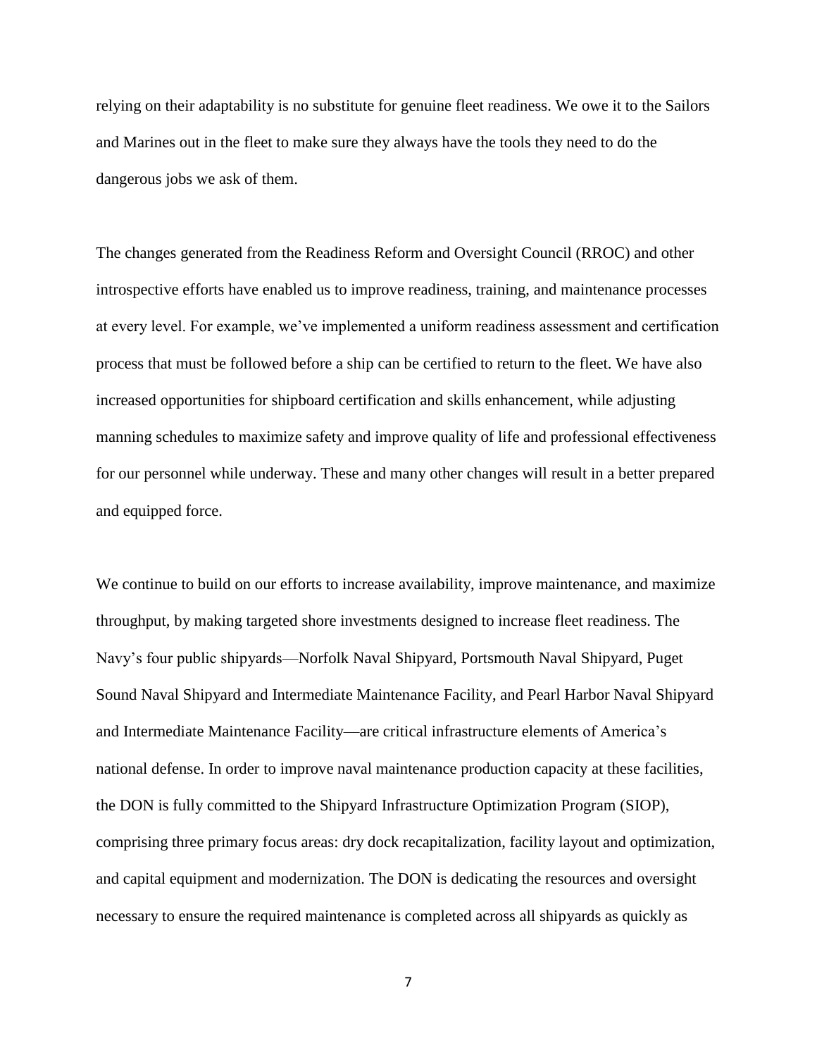relying on their adaptability is no substitute for genuine fleet readiness. We owe it to the Sailors and Marines out in the fleet to make sure they always have the tools they need to do the dangerous jobs we ask of them.

The changes generated from the Readiness Reform and Oversight Council (RROC) and other introspective efforts have enabled us to improve readiness, training, and maintenance processes at every level. For example, we've implemented a uniform readiness assessment and certification process that must be followed before a ship can be certified to return to the fleet. We have also increased opportunities for shipboard certification and skills enhancement, while adjusting manning schedules to maximize safety and improve quality of life and professional effectiveness for our personnel while underway. These and many other changes will result in a better prepared and equipped force.

We continue to build on our efforts to increase availability, improve maintenance, and maximize throughput, by making targeted shore investments designed to increase fleet readiness. The Navy's four public shipyards—Norfolk Naval Shipyard, Portsmouth Naval Shipyard, Puget Sound Naval Shipyard and Intermediate Maintenance Facility, and Pearl Harbor Naval Shipyard and Intermediate Maintenance Facility—are critical infrastructure elements of America's national defense. In order to improve naval maintenance production capacity at these facilities, the DON is fully committed to the Shipyard Infrastructure Optimization Program (SIOP), comprising three primary focus areas: dry dock recapitalization, facility layout and optimization, and capital equipment and modernization. The DON is dedicating the resources and oversight necessary to ensure the required maintenance is completed across all shipyards as quickly as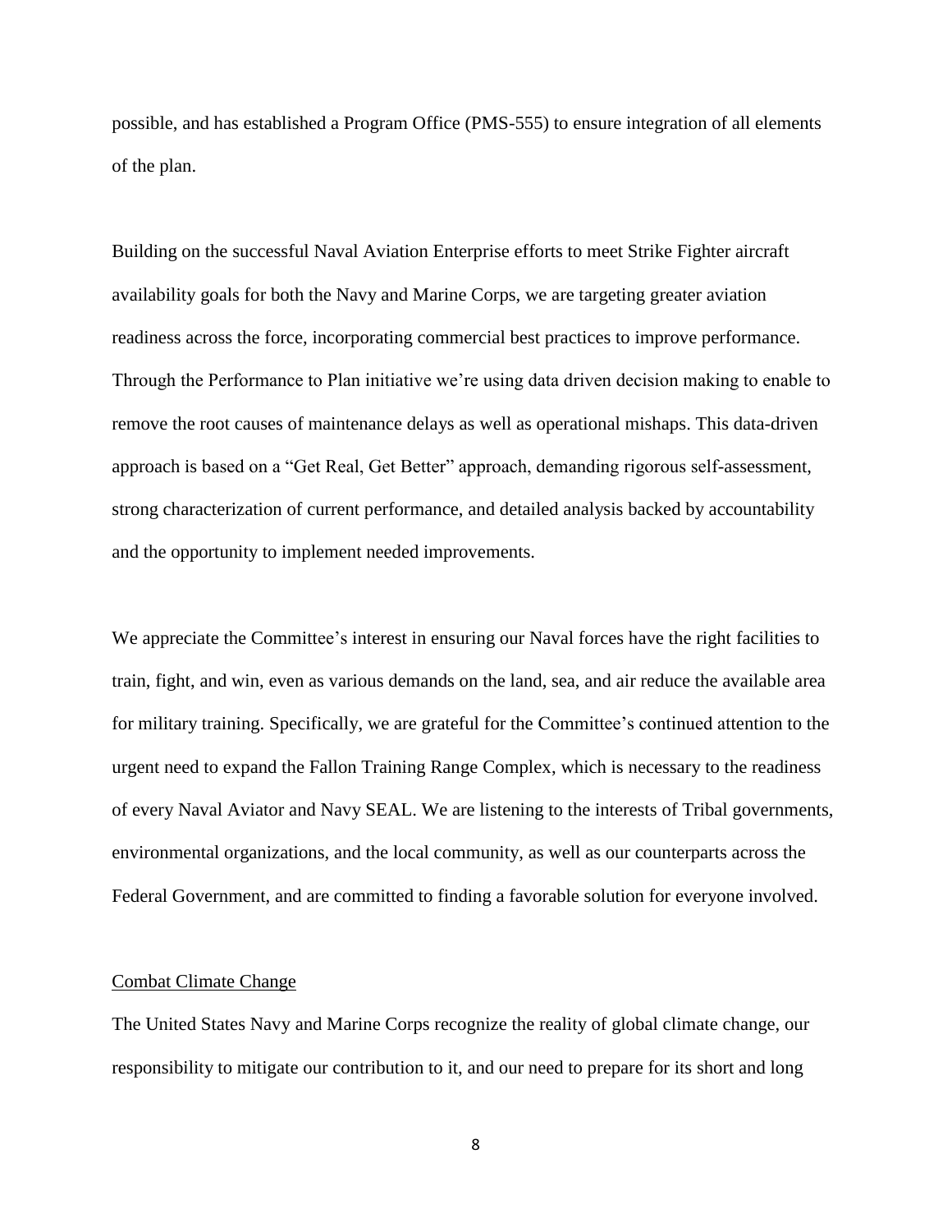possible, and has established a Program Office (PMS-555) to ensure integration of all elements of the plan.

Building on the successful Naval Aviation Enterprise efforts to meet Strike Fighter aircraft availability goals for both the Navy and Marine Corps, we are targeting greater aviation readiness across the force, incorporating commercial best practices to improve performance. Through the Performance to Plan initiative we're using data driven decision making to enable to remove the root causes of maintenance delays as well as operational mishaps. This data-driven approach is based on a "Get Real, Get Better" approach, demanding rigorous self-assessment, strong characterization of current performance, and detailed analysis backed by accountability and the opportunity to implement needed improvements.

We appreciate the Committee's interest in ensuring our Naval forces have the right facilities to train, fight, and win, even as various demands on the land, sea, and air reduce the available area for military training. Specifically, we are grateful for the Committee's continued attention to the urgent need to expand the Fallon Training Range Complex, which is necessary to the readiness of every Naval Aviator and Navy SEAL. We are listening to the interests of Tribal governments, environmental organizations, and the local community, as well as our counterparts across the Federal Government, and are committed to finding a favorable solution for everyone involved.

Combat Climate Change

The United States Navy and Marine Corps recognize the reality of global climate change, our responsibility to mitigate our contribution to it, and our need to prepare for its short and long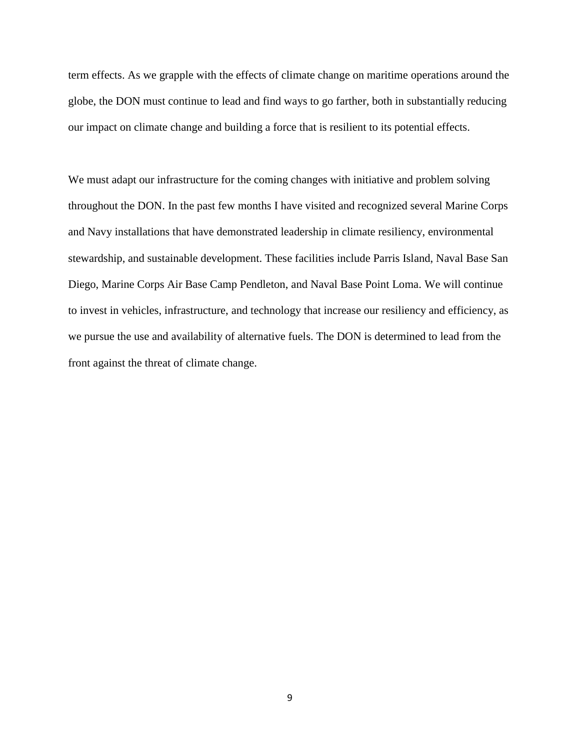term effects. As we grapple with the effects of climate change on maritime operations around the globe, the DON must continue to lead and find ways to go farther, both in substantially reducing our impact on climate change and building a force that is resilient to its potential effects.

We must adapt our infrastructure for the coming changes with initiative and problem solving throughout the DON. In the past few months I have visited and recognized several Marine Corps and Navy installations that have demonstrated leadership in climate resiliency, environmental stewardship, and sustainable development. These facilities include Parris Island, Naval Base San Diego, Marine Corps Air Base Camp Pendleton, and Naval Base Point Loma. We will continue to invest in vehicles, infrastructure, and technology that increase our resiliency and efficiency, as we pursue the use and availability of alternative fuels. The DON is determined to lead from the front against the threat of climate change.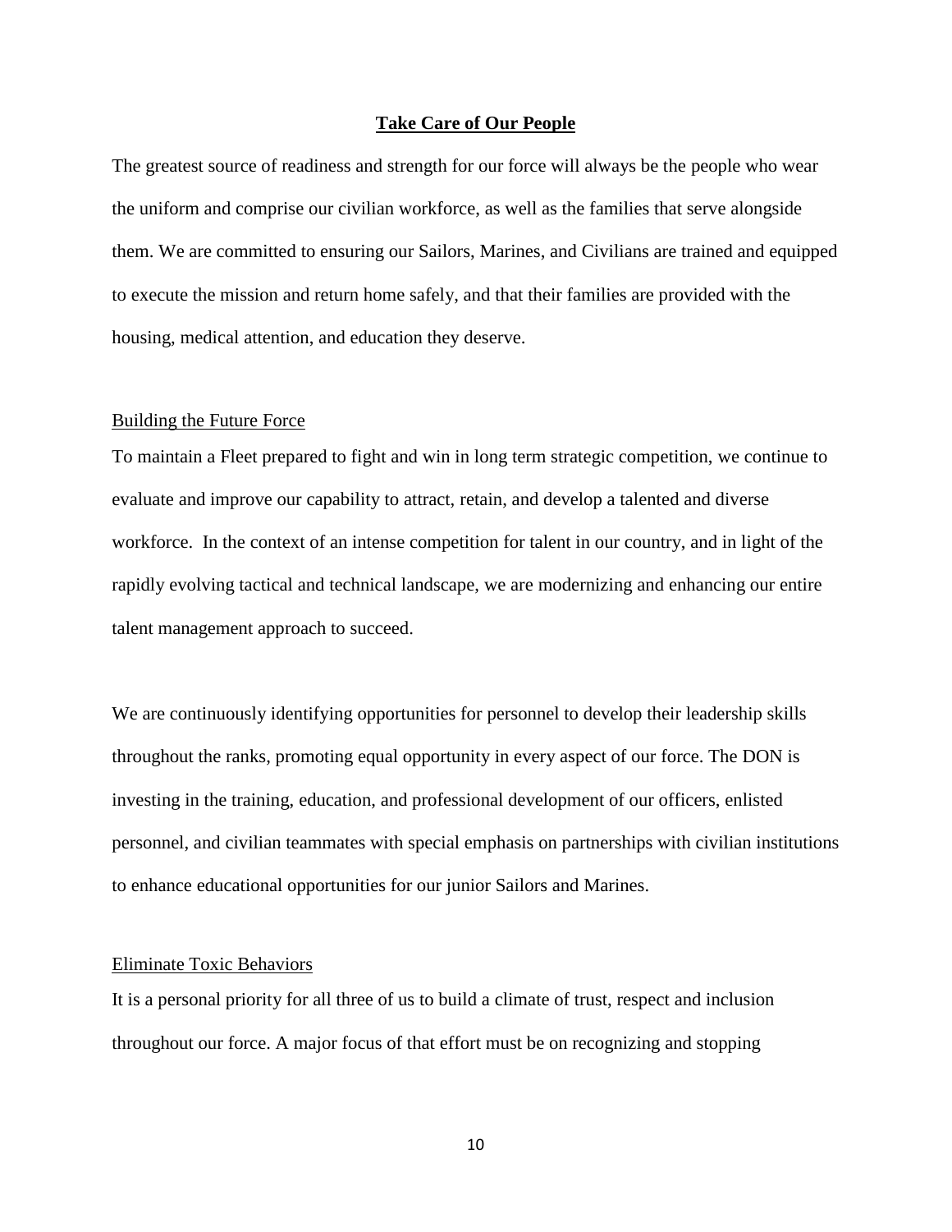## Take Care of Our People

The greatest source of readiness and strength for our force will always be the people who wear the uniform and comprise our civilian workforce, as well as the families that serve alongside them. We are committed to ensuring our Sailors, Marines, and Civilians are trained and equipped to execute the mission and return home safely, and that their families are provided with the housing, medical attention, and education they deserve.

### Building the Future Force

To maintain a Fleet prepared to fight and win in long term strategic competition, we continue to evaluate and improve our capability to attract, retain, and develop a talented and diverse workforce. In the context of an intense competition for talent in our country, and in light of the rapidly evolving tactical and technical landscape, we are modernizing and enhancing our entire talent management approach to succeed.

We are continuously identifying opportunities for personnel to develop their leadership skills throughout the ranks, promoting equal opportunity in every aspect of our force. The DON is investing in the training, education, and professional development of our officers, enlisted personnel, and civilian teammates with special emphasis on partnerships with civilian institutions to enhance educational opportunities for our junior Sailors and Marines.

### Eliminate Toxic Behaviors

It is a personal priority for all three of us to build a climate of trust, respect and inclusion throughout our force. A major focus of that effort must be on recognizing and stopping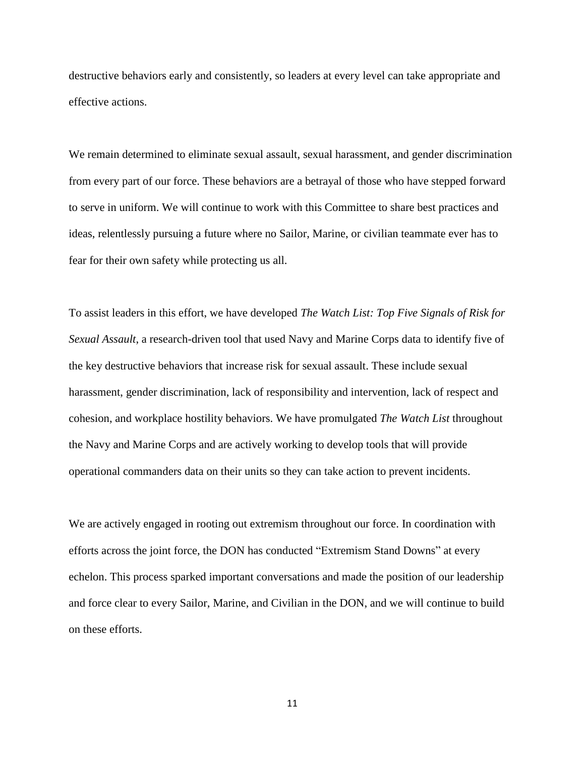destructive behaviors early and consistently, so leaders at every level can take appropriate and effective actions.

We remain determined to eliminate sexual assault, sexual harassment, and gender discrimination from every part of our force. These behaviors are a betrayal of those who have stepped forward to serve in uniform. We will continue to work with this Committee to share best practices and ideas, relentlessly pursuing a future where no Sailor, Marine, or civilian teammate ever has to fear for their own safety while protecting us all.

To assist leaders in this effort, we have developed *The Watch List: Top Five Signals of Risk for Sexual Assault*, a research-driven tool that used Navy and Marine Corps data to identify five of the key destructive behaviors that increase risk for sexual assault. These include sexual harassment, gender discrimination, lack of responsibility and intervention, lack of respect and cohesion, and workplace hostility behaviors. We have promulgated *The Watch List* throughout the Navy and Marine Corps and are actively working to develop tools that will provide operational commanders data on their units so they can take action to prevent incidents.

We are actively engaged in rooting out extremism throughout our force. In coordination with efforts across the joint force, the DON has conducted "Extremism Stand Downs" at every echelon. This process sparked important conversations and made the position of our leadership and force clear to every Sailor, Marine, and Civilian in the DON, and we will continue to build on these efforts.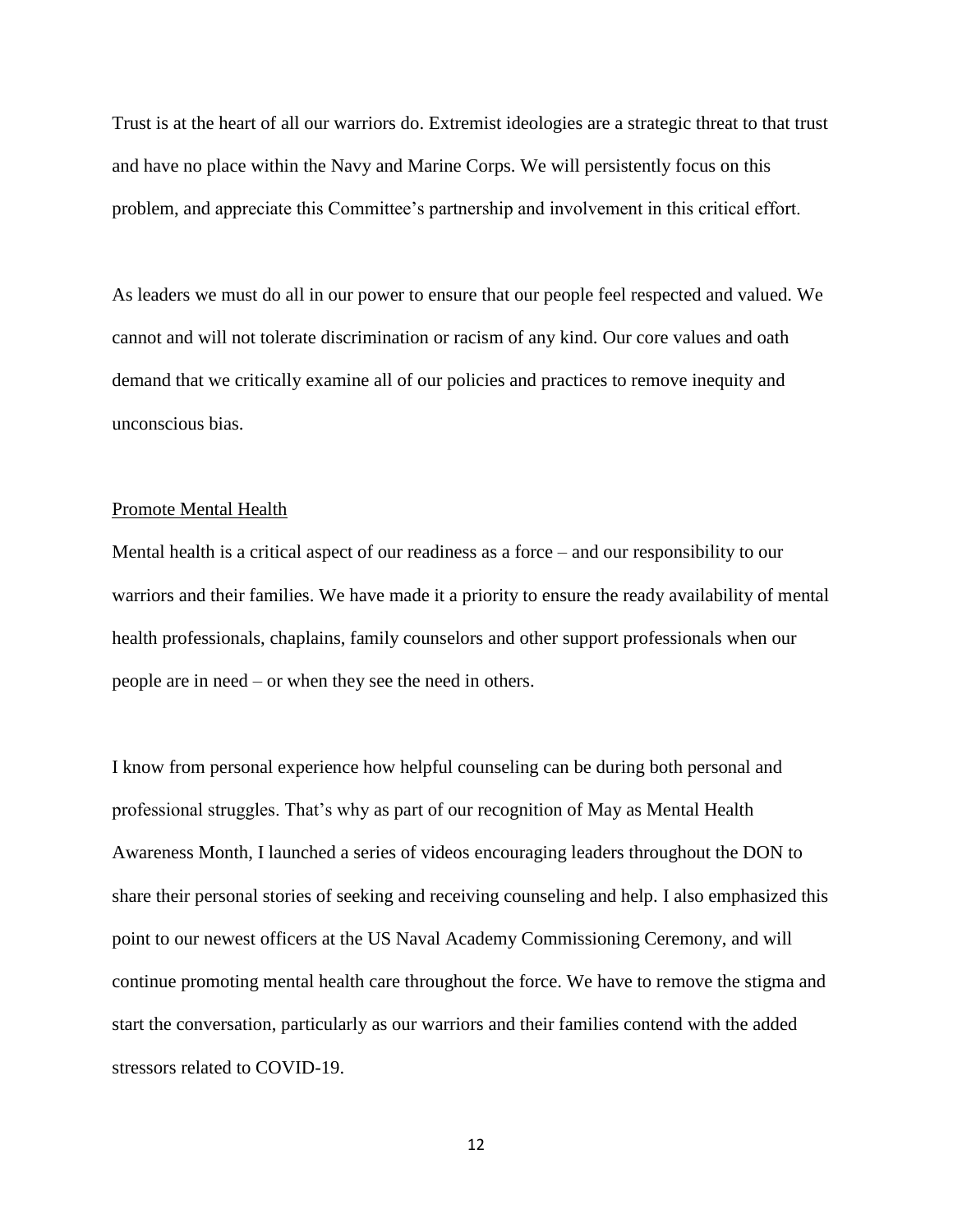Trust is at the heart of all our warriors do. Extremist ideologies are a strategic threat to that trust and have no place within the Navy and Marine Corps. We will persistently focus on this problem, and appreciate this Committee's partnership and involvement in this critical effort.

As leaders we must do all in our power to ensure that our people feel respected and valued. We cannot and will not tolerate discrimination or racism of any kind. Our core values and oath demand that we critically examine all of our policies and practices to remove inequity and unconscious bias.

<u>Promote Mental Health</u>

Mental health is a critical aspect of our readiness as a force – and our responsibility to our warriors and their families. We have made it a priority to ensure the ready availability of mental health professionals, chaplains, family counselors and other support professionals when our people are in need – or when they see the need in others.

I know from personal experience how helpful counseling can be during both personal and professional struggles. That's why as part of our recognition of May as Mental Health Awareness Month, I launched a series of videos encouraging leaders throughout the DON to share their personal stories of seeking and receiving counseling and help. I also emphasized this point to our newest officers at the US Naval Academy Commissioning Ceremony, and will continue promoting mental health care throughout the force. We have to remove the stigma and start the conversation, particularly as our warriors and their families contend with the added stressors related to COVID-19.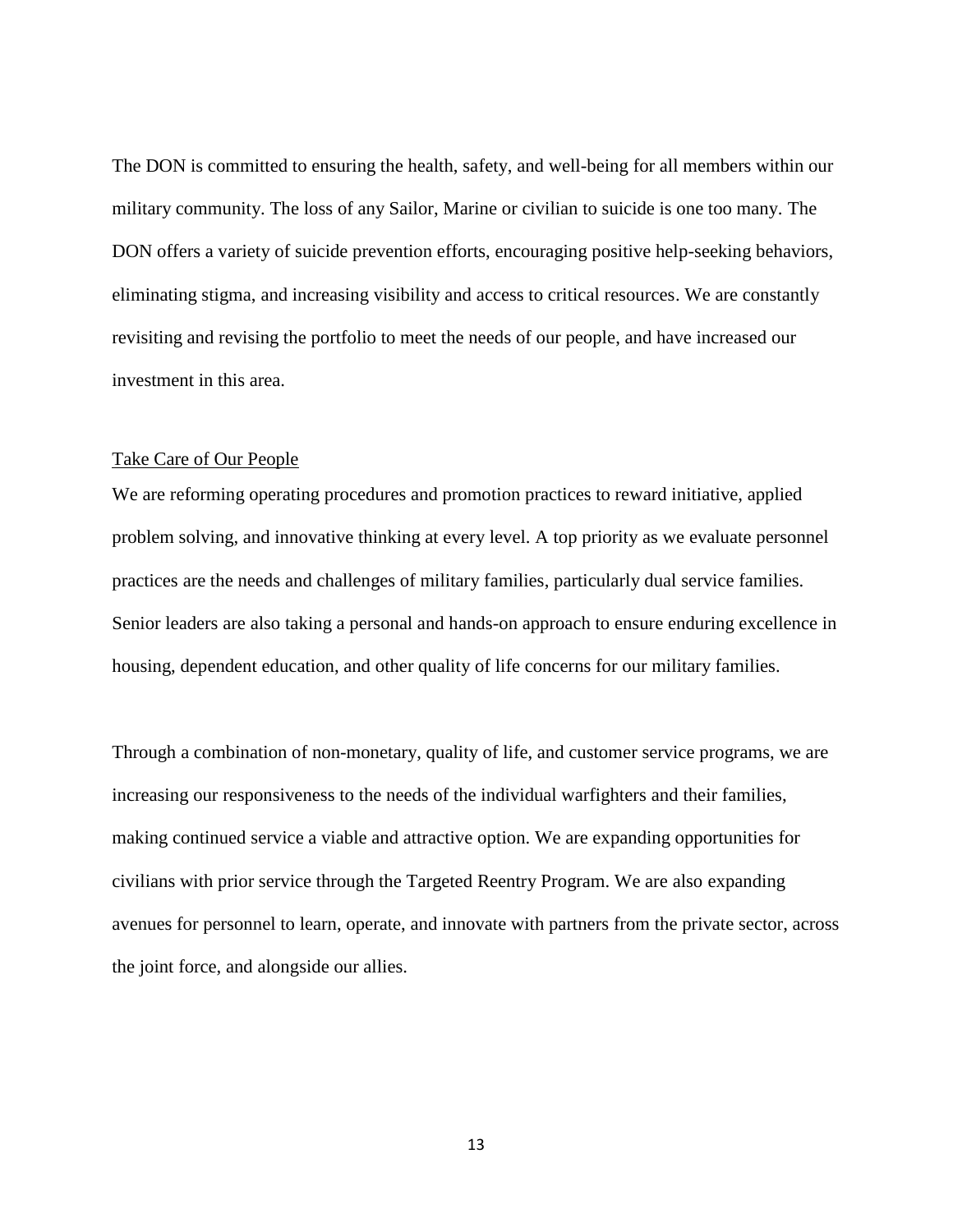The DON is committed to ensuring the health, safety, and well-being for all members within our military community. The loss of any Sailor, Marine or civilian to suicide is one too many. The DON offers a variety of suicide prevention efforts, encouraging positive help-seeking behaviors, eliminating stigma, and increasing visibility and access to critical resources. We are constantly revisiting and revising the portfolio to meet the needs of our people, and have increased our investment in this area.

## Take Care of Our People

We are reforming operating procedures and promotion practices to reward initiative, applied problem solving, and innovative thinking at every level. A top priority as we evaluate personnel practices are the needs and challenges of military families, particularly dual service families. Senior leaders are also taking a personal and hands-on approach to ensure enduring excellence in housing, dependent education, and other quality of life concerns for our military families.

Through a combination of non-monetary, quality of life, and customer service programs, we are increasing our responsiveness to the needs of the individual warfighters and their families, making continued service a viable and attractive option. We are expanding opportunities for civilians with prior service through the Targeted Reentry Program. We are also expanding avenues for personnel to learn, operate, and innovate with partners from the private sector, across the joint force, and alongside our allies.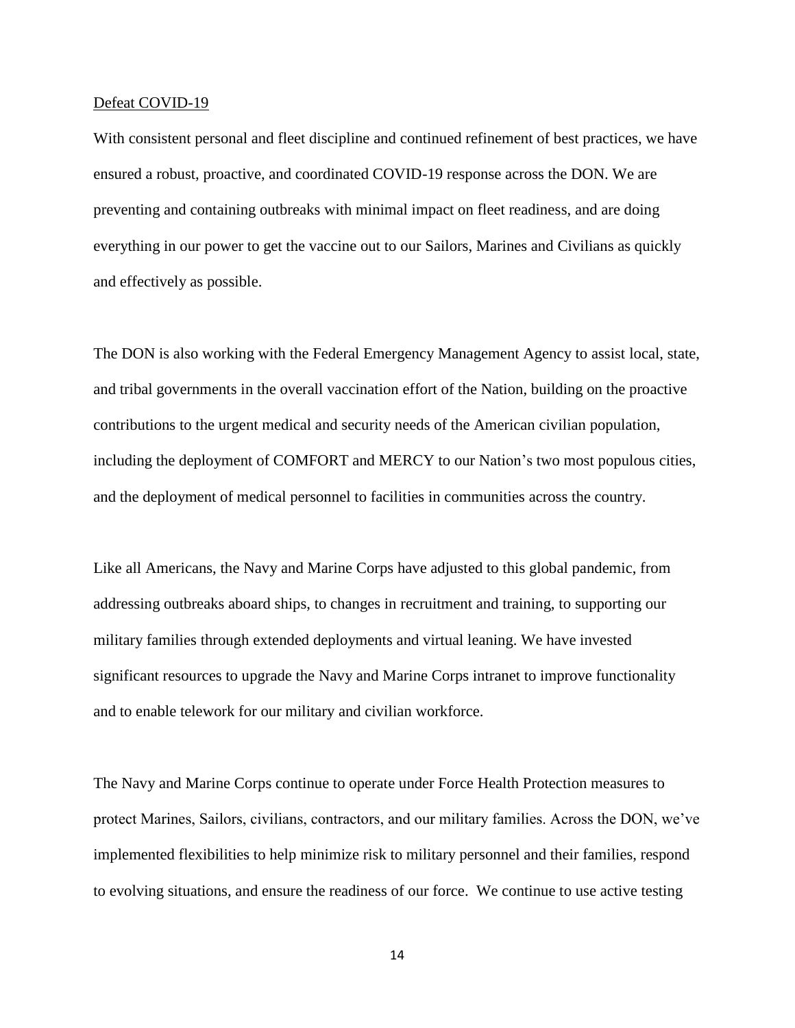Defeat COVID-19

With consistent personal and fleet discipline and continued refinement of best practices, we have ensured a robust, proactive, and coordinated COVID-19 response across the DON. We are preventing and containing outbreaks with minimal impact on fleet readiness, and are doing everything in our power to get the vaccine out to our Sailors, Marines and Civilians as quickly and effectively as possible.

The DON is also working with the Federal Emergency Management Agency to assist local, state, and tribal governments in the overall vaccination effort of the Nation, building on the proactive contributions to the urgent medical and security needs of the American civilian population, including the deployment of COMFORT and MERCY to our Nation's two most populous cities, and the deployment of medical personnel to facilities in communities across the country.

Like all Americans, the Navy and Marine Corps have adjusted to this global pandemic, from addressing outbreaks aboard ships, to changes in recruitment and training, to supporting our military families through extended deployments and virtual leaning. We have invested significant resources to upgrade the Navy and Marine Corps intranet to improve functionality and to enable telework for our military and civilian workforce.

The Navy and Marine Corps continue to operate under Force Health Protection measures to protect Marines, Sailors, civilians, contractors, and our military families. Across the DON, we've implemented flexibilities to help minimize risk to military personnel and their families, respond to evolving situations, and ensure the readiness of our force. We continue to use active testing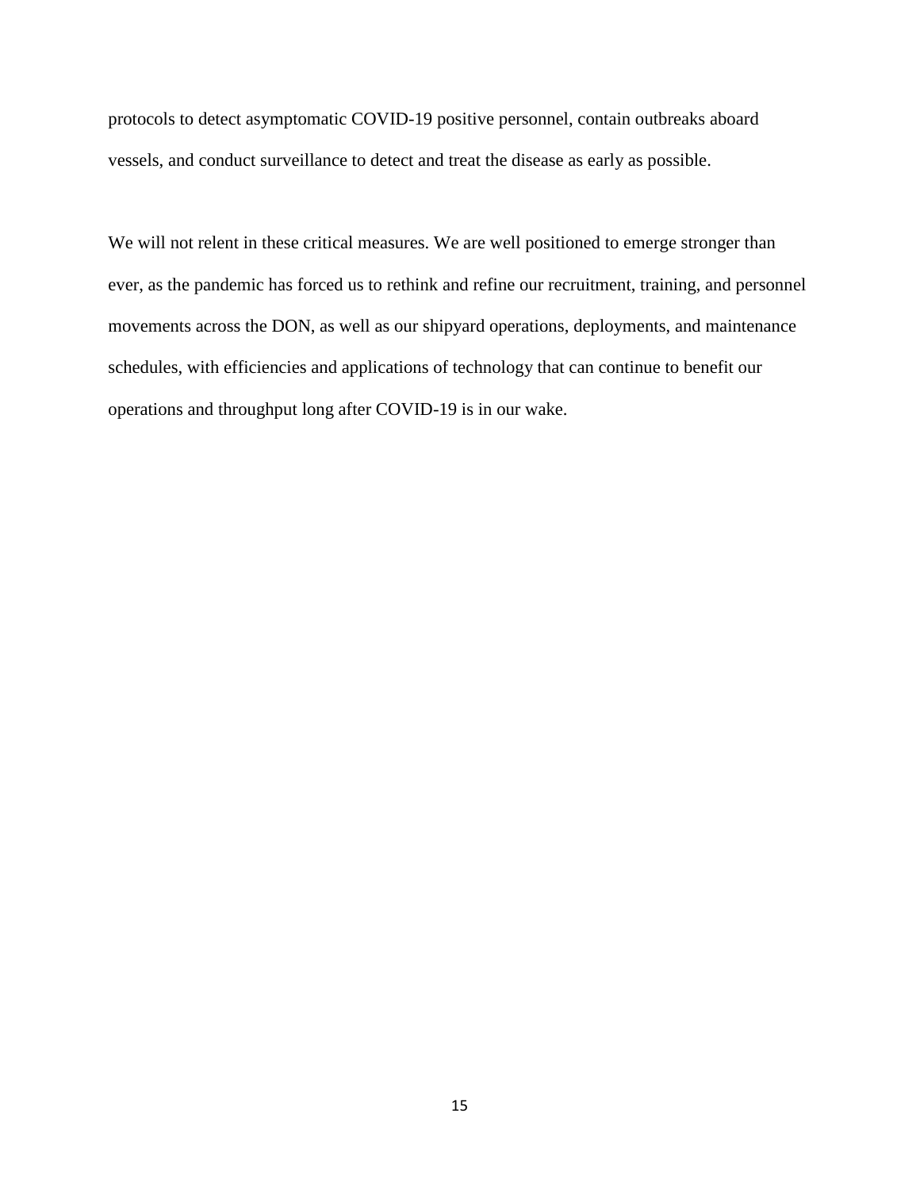protocols to detect asymptomatic COVID-19 positive personnel, contain outbreaks aboard vessels, and conduct surveillance to detect and treat the disease as early as possible.

We will not relent in these critical measures. We are well positioned to emerge stronger than ever, as the pandemic has forced us to rethink and refine our recruitment, training, and personnel movements across the DON, as well as our shipyard operations, deployments, and maintenance schedules, with efficiencies and applications of technology that can continue to benefit our operations and throughput long after COVID-19 is in our wake.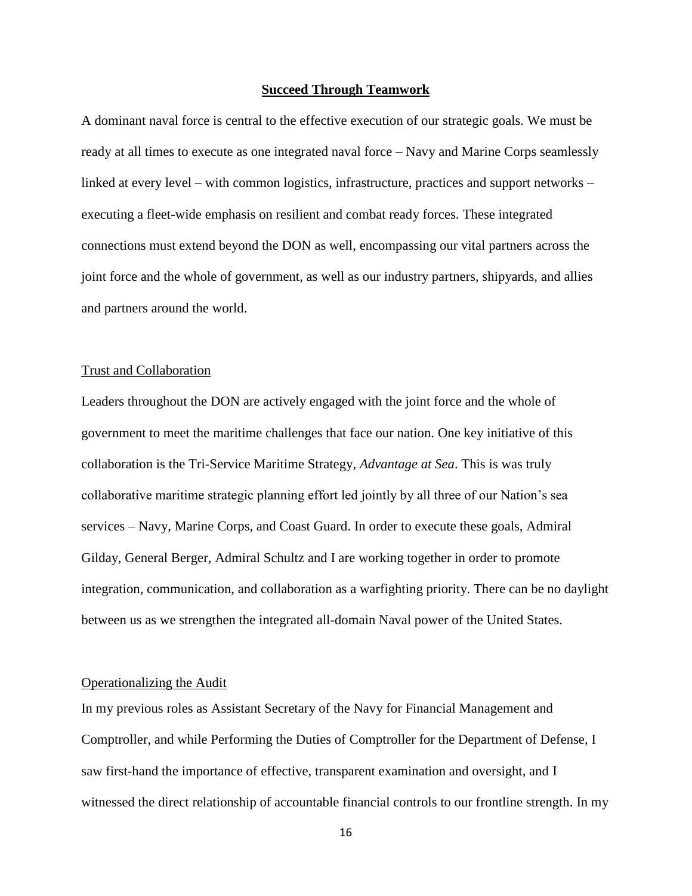## Succeed Through Teamwork

A dominant naval force is central to the effective execution of our strategic goals. We must be ready at all times to execute as one integrated naval force – Navy and Marine Corps seamlessly linked at every level – with common logistics, infrastructure, practices and support networks – executing a fleet-wide emphasis on resilient and combat ready forces. These integrated connections must extend beyond the DON as well, encompassing our vital partners across the joint force and the whole of government, as well as our industry partners, shipyards, and allies and partners around the world.

### Trust and Collaboration

Leaders throughout the DON are actively engaged with the joint force and the whole of government to meet the maritime challenges that face our nation. One key initiative of this collaboration is the Tri-Service Maritime Strategy, *Advantage at Sea*. This is was truly collaborative maritime strategic planning effort led jointly by all three of our Nation's sea services – Navy, Marine Corps, and Coast Guard. In order to execute these goals, Admiral Gilday, General Berger, Admiral Schultz and I are working together in order to promote integration, communication, and collaboration as a warfighting priority. There can be no daylight between us as we strengthen the integrated all-domain Naval power of the United States.

### Operationalizing the Audit

In my previous roles as Assistant Secretary of the Navy for Financial Management and Comptroller, and while Performing the Duties of Comptroller for the Department of Defense, I saw first-hand the importance of effective, transparent examination and oversight, and I witnessed the direct relationship of accountable financial controls to our frontline strength. In my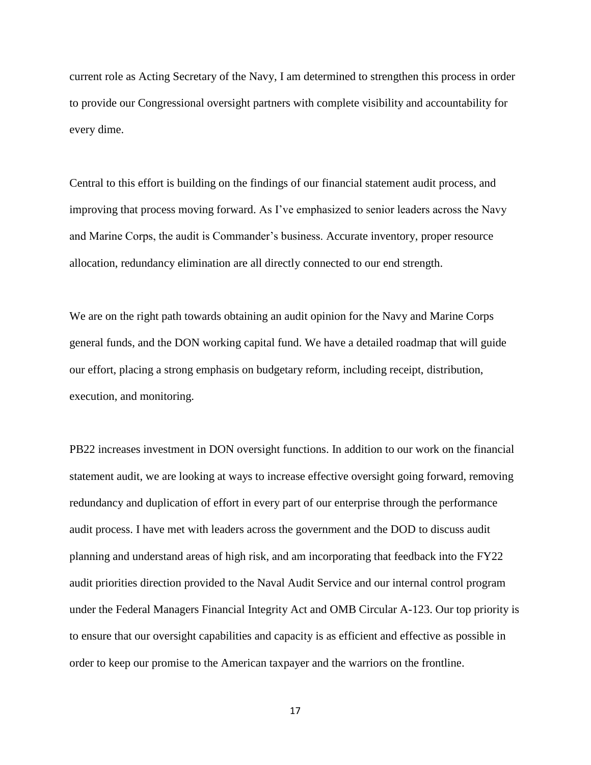current role as Acting Secretary of the Navy, I am determined to strengthen this process in order to provide our Congressional oversight partners with complete visibility and accountability for every dime.

Central to this effort is building on the findings of our financial statement audit process, and improving that process moving forward. As I've emphasized to senior leaders across the Navy and Marine Corps, the audit is Commander's business. Accurate inventory, proper resource allocation, redundancy elimination are all directly connected to our end strength.

We are on the right path towards obtaining an audit opinion for the Navy and Marine Corps general funds, and the DON working capital fund. We have a detailed roadmap that will guide our effort, placing a strong emphasis on budgetary reform, including receipt, distribution, execution, and monitoring.

PB22 increases investment in DON oversight functions. In addition to our work on the financial statement audit, we are looking at ways to increase effective oversight going forward, removing redundancy and duplication of effort in every part of our enterprise through the performance audit process. I have met with leaders across the government and the DOD to discuss audit planning and understand areas of high risk, and am incorporating that feedback into the FY22 audit priorities direction provided to the Naval Audit Service and our internal control program under the Federal Managers Financial Integrity Act and OMB Circular A-123. Our top priority is to ensure that our oversight capabilities and capacity is as efficient and effective as possible in order to keep our promise to the American taxpayer and the warriors on the frontline.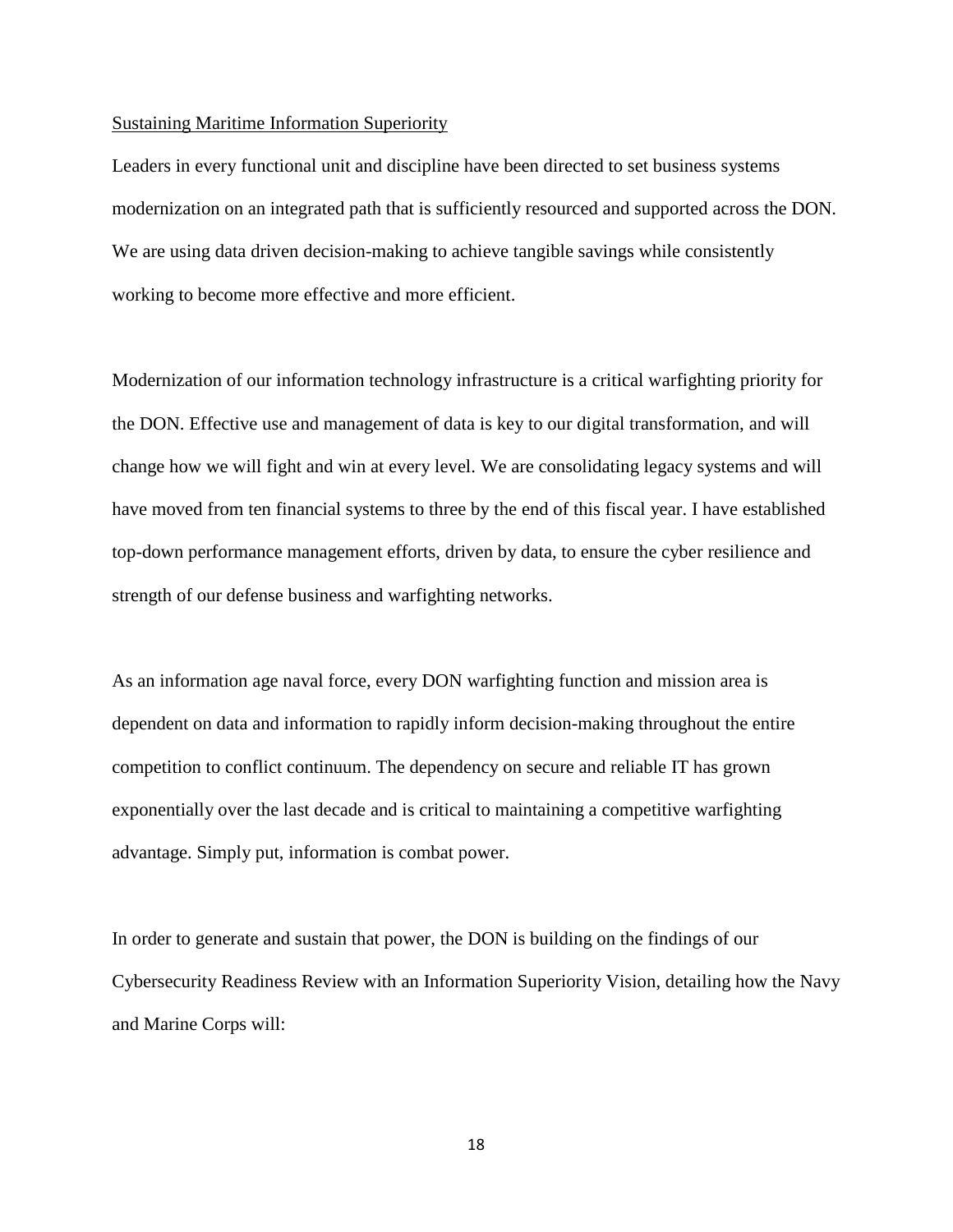Sustaining Maritime Information Superiority

Leaders in every functional unit and discipline have been directed to set business systems modernization on an integrated path that is sufficiently resourced and supported across the DON. We are using data driven decision-making to achieve tangible savings while consistently working to become more effective and more efficient.

Modernization of our information technology infrastructure is a critical warfighting priority for the DON. Effective use and management of data is key to our digital transformation, and will change how we will fight and win at every level. We are consolidating legacy systems and will have moved from ten financial systems to three by the end of this fiscal year. I have established top-down performance management efforts, driven by data, to ensure the cyber resilience and strength of our defense business and warfighting networks.

As an information age naval force, every DON warfighting function and mission area is dependent on data and information to rapidly inform decision-making throughout the entire competition to conflict continuum. The dependency on secure and reliable IT has grown exponentially over the last decade and is critical to maintaining a competitive warfighting advantage. Simply put, information is combat power.

In order to generate and sustain that power, the DON is building on the findings of our Cybersecurity Readiness Review with an Information Superiority Vision, detailing how the Navy and Marine Corps will: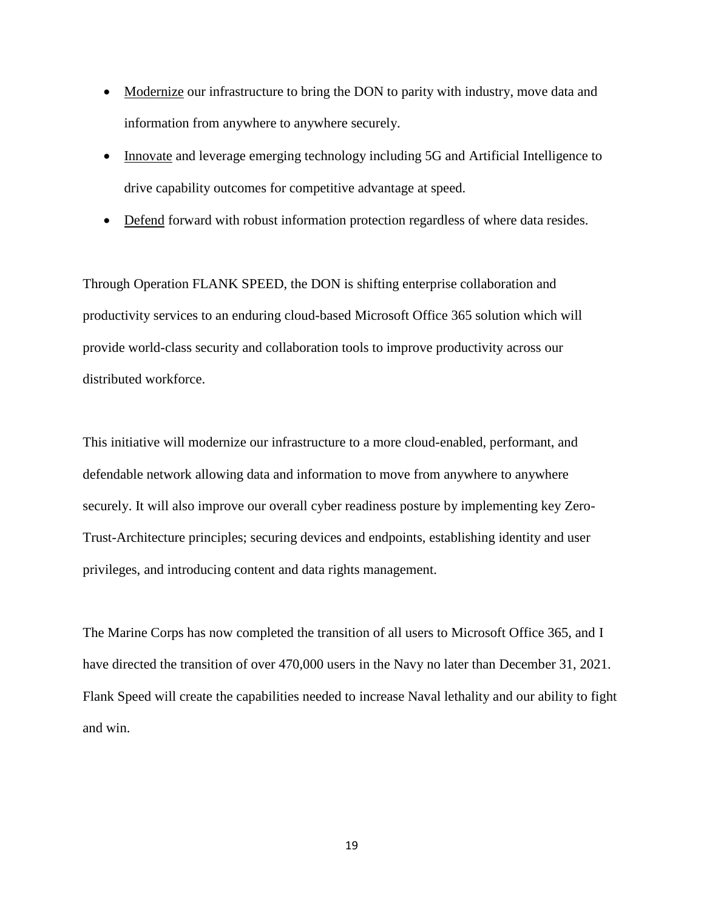- Modernize our infrastructure to bring the DON to parity with industry, move data and information from anywhere to anywhere securely.
- Innovate and leverage emerging technology including 5G and Artificial Intelligence to drive capability outcomes for competitive advantage at speed.
- Defend forward with robust information protection regardless of where data resides.

Through Operation FLANK SPEED, the DON is shifting enterprise collaboration and productivity services to an enduring cloud-based Microsoft Office 365 solution which will provide world-class security and collaboration tools to improve productivity across our distributed workforce.

This initiative will modernize our infrastructure to a more cloud-enabled, performant, and defendable network allowing data and information to move from anywhere to anywhere securely. It will also improve our overall cyber readiness posture by implementing key Zero-Trust-Architecture principles; securing devices and endpoints, establishing identity and user privileges, and introducing content and data rights management.

The Marine Corps has now completed the transition of all users to Microsoft Office 365, and I have directed the transition of over 470,000 users in the Navy no later than December 31, 2021. Flank Speed will create the capabilities needed to increase Naval lethality and our ability to fight and win.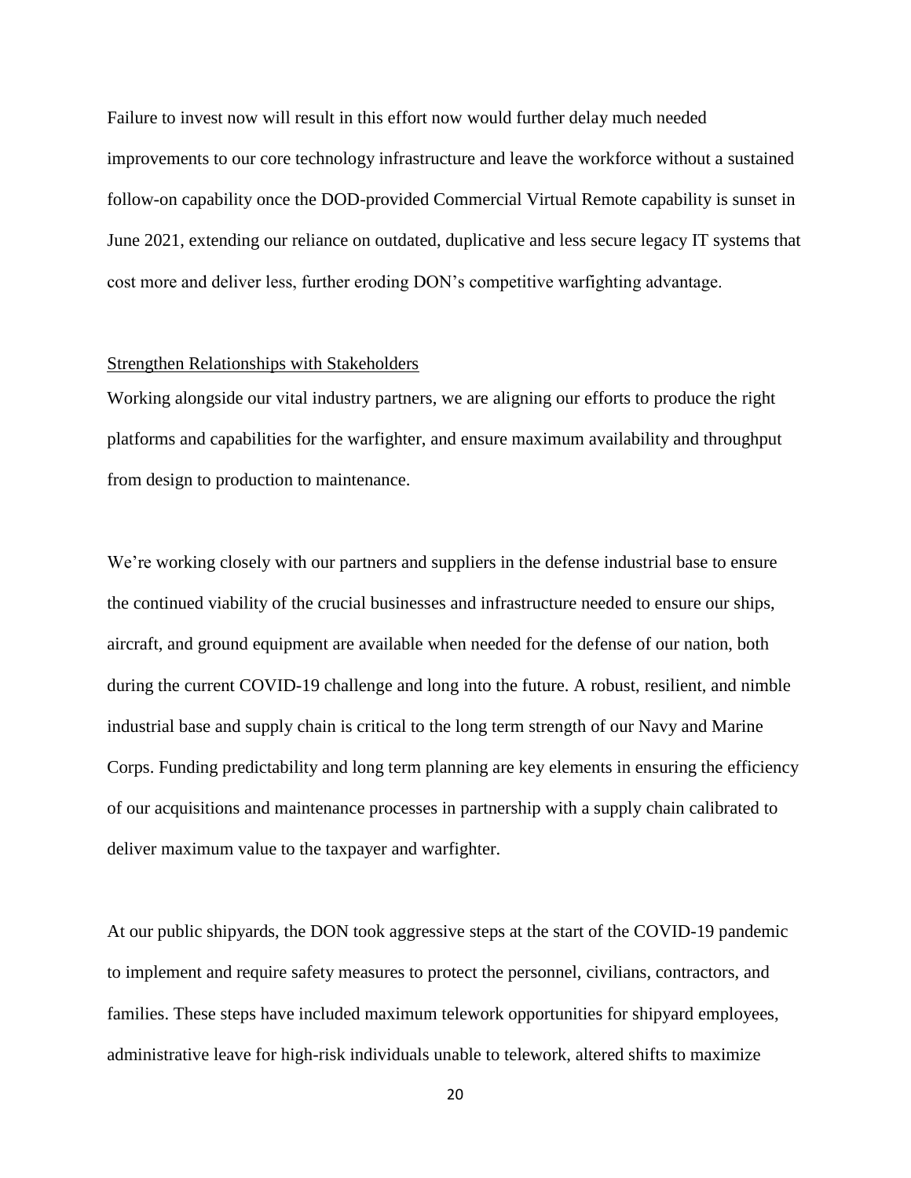Failure to invest now will result in this effort now would further delay much needed improvements to our core technology infrastructure and leave the workforce without a sustained follow-on capability once the DOD-provided Commercial Virtual Remote capability is sunset in June 2021, extending our reliance on outdated, duplicative and less secure legacy IT systems that cost more and deliver less, further eroding DON's competitive warfighting advantage.

Strengthen Relationships with Stakeholders

Working alongside our vital industry partners, we are aligning our efforts to produce the right platforms and capabilities for the warfighter, and ensure maximum availability and throughput from design to production to maintenance.

We're working closely with our partners and suppliers in the defense industrial base to ensure the continued viability of the crucial businesses and infrastructure needed to ensure our ships, aircraft, and ground equipment are available when needed for the defense of our nation, both during the current COVID-19 challenge and long into the future. A robust, resilient, and nimble industrial base and supply chain is critical to the long term strength of our Navy and Marine Corps. Funding predictability and long term planning are key elements in ensuring the efficiency of our acquisitions and maintenance processes in partnership with a supply chain calibrated to deliver maximum value to the taxpayer and warfighter.

At our public shipyards, the DON took aggressive steps at the start of the COVID-19 pandemic to implement and require safety measures to protect the personnel, civilians, contractors, and families. These steps have included maximum telework opportunities for shipyard employees, administrative leave for high-risk individuals unable to telework, altered shifts to maximize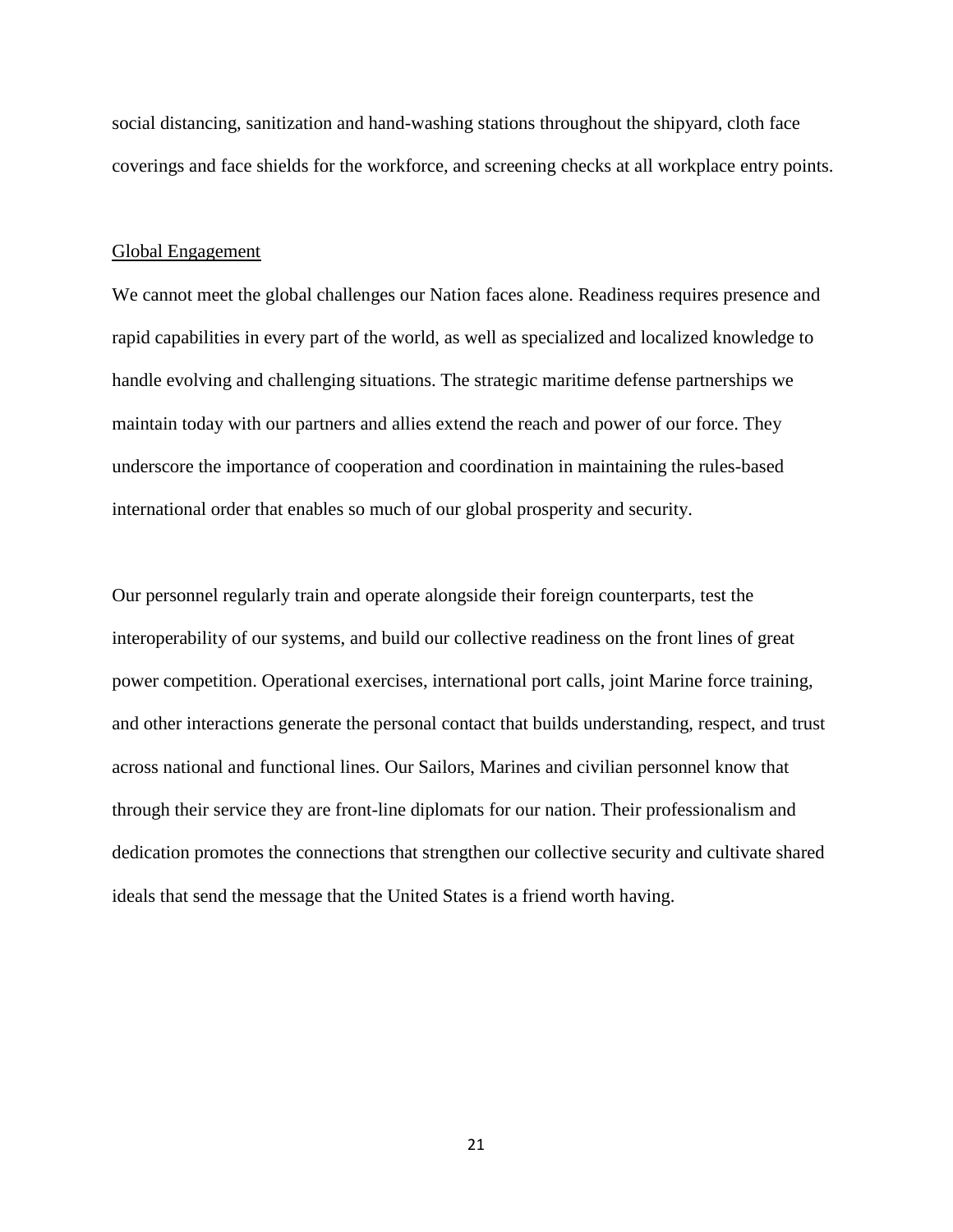social distancing, sanitization and hand-washing stations throughout the shipyard, cloth face coverings and face shields for the workforce, and screening checks at all workplace entry points.

## Global Engagement

We cannot meet the global challenges our Nation faces alone. Readiness requires presence and rapid capabilities in every part of the world, as well as specialized and localized knowledge to handle evolving and challenging situations. The strategic maritime defense partnerships we maintain today with our partners and allies extend the reach and power of our force. They underscore the importance of cooperation and coordination in maintaining the rules-based international order that enables so much of our global prosperity and security.

Our personnel regularly train and operate alongside their foreign counterparts, test the interoperability of our systems, and build our collective readiness on the front lines of great power competition. Operational exercises, international port calls, joint Marine force training, and other interactions generate the personal contact that builds understanding, respect, and trust across national and functional lines. Our Sailors, Marines and civilian personnel know that through their service they are front-line diplomats for our nation. Their professionalism and dedication promotes the connections that strengthen our collective security and cultivate shared ideals that send the message that the United States is a friend worth having.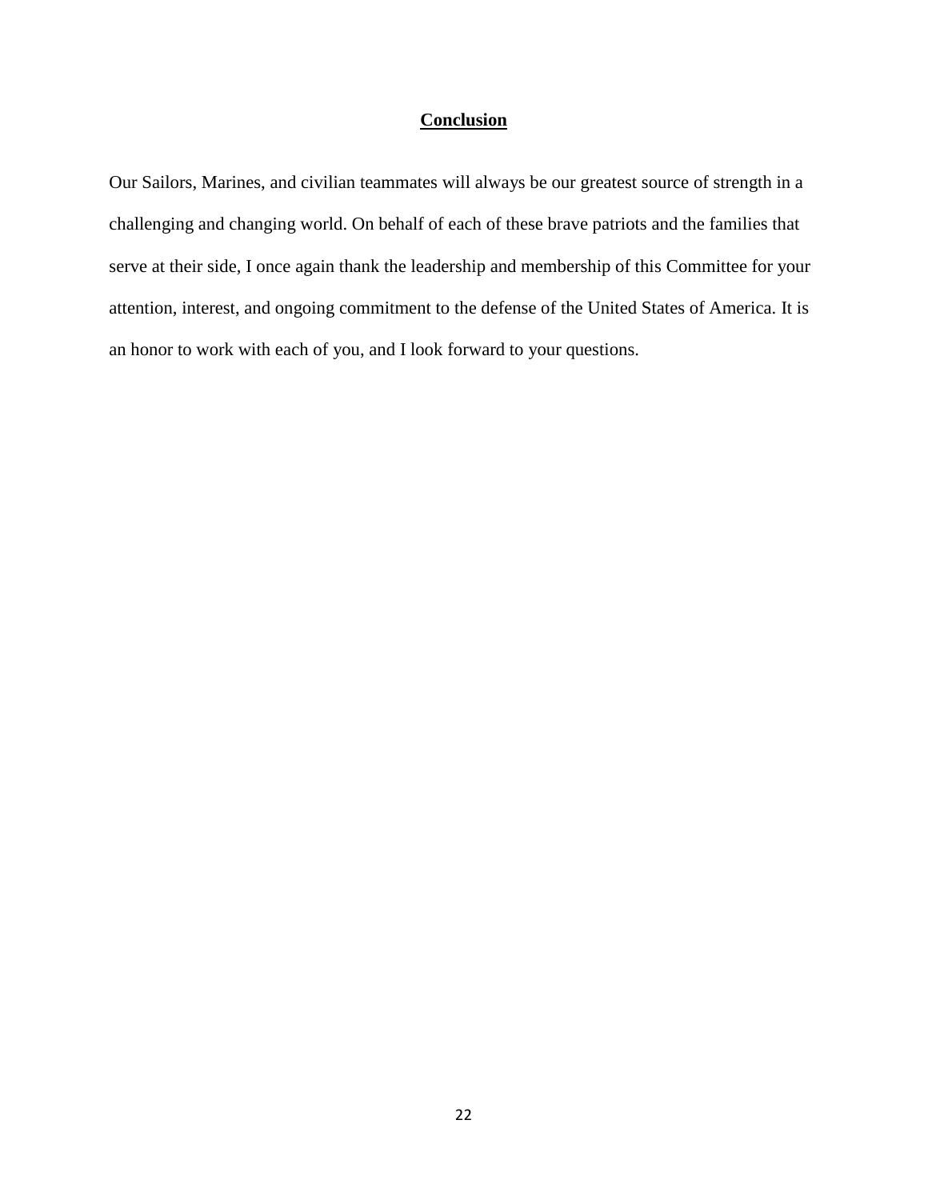## Conclusion

Our Sailors, Marines, and civilian teammates will always be our greatest source of strength in a challenging and changing world. On behalf of each of these brave patriots and the families that serve at their side, I once again thank the leadership and membership of this Committee for your attention, interest, and ongoing commitment to the defense of the United States of America. It is an honor to work with each of you, and I look forward to your questions.